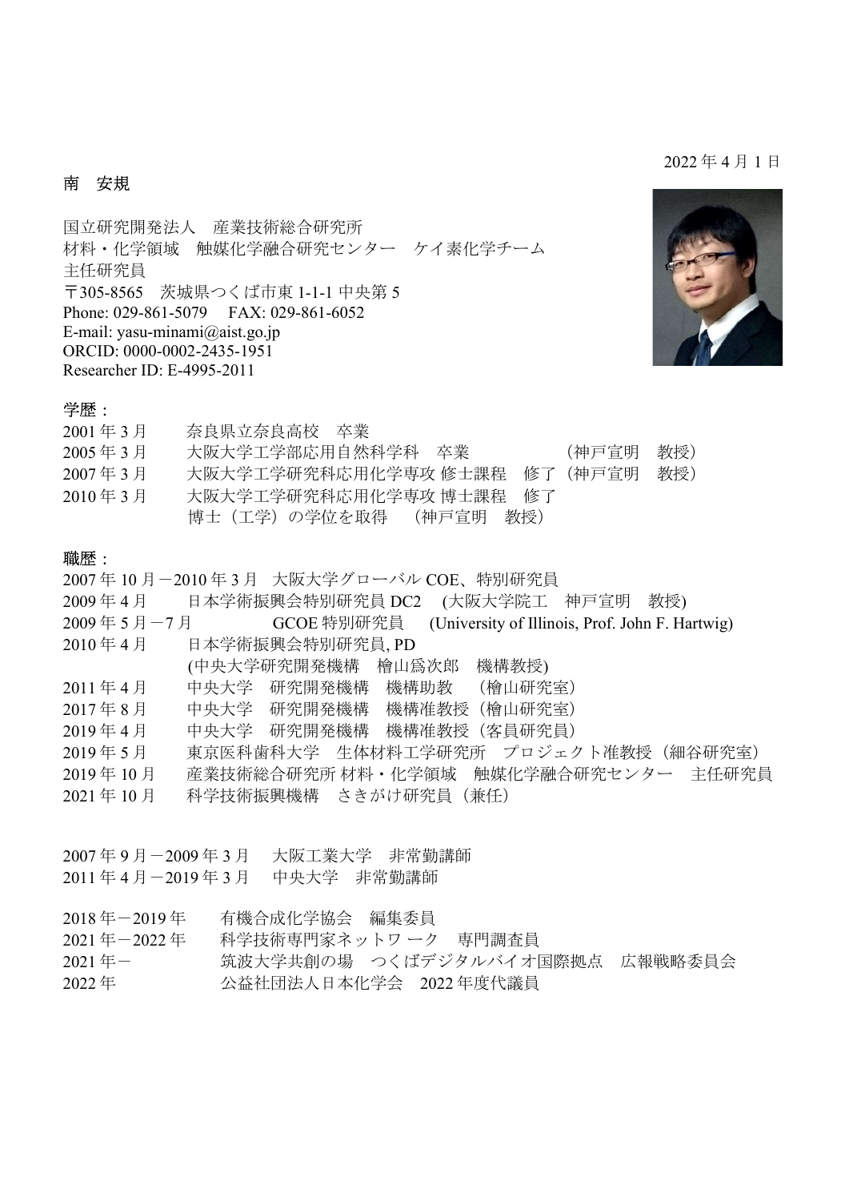2022 年 4 月 1 日

南　安規

国立研究開発法人　産業技術総合研究所
材料・化学領域　触媒化学融合研究センター　ケイ素化学チーム
主任研究員
〒305-8565　茨城県つくば市東 1-1-1 中央第 5
Phone: 029-861-5079　FAX: 029-861-6052
E-mail: yasu-minami@aist.go.jp
ORCID: 0000-0002-2435-1951
Researcher ID: E-4995-2011

学歴：

2001 年 3 月　　奈良県立奈良高校　卒業
2005 年 3 月　　大阪大学工学部応用自然科学科　卒業　　　　　（神戸宣明　教授）
2007 年 3 月　　大阪大学工学研究科応用化学専攻 修士課程　修了（神戸宣明　教授）
2010 年 3 月　　大阪大学工学研究科応用化学専攻 博士課程　修了
　　　　　　　　博士（工学）の学位を取得　（神戸宣明　教授）

職歴：

2007 年 10 月－2010 年 3 月　大阪大学グローバル COE、特別研究員
2009 年 4 月　　日本学術振興会特別研究員 DC2　(大阪大学院工　神戸宣明　教授)
2009 年 5 月－7 月　　GCOE 特別研究員　(University of Illinois, Prof. John F. Hartwig)
2010 年 4 月　　日本学術振興会特別研究員, PD
　　　　　　　　(中央大学研究開発機構　檜山爲次郎　機構教授)
2011 年 4 月　　中央大学　研究開発機構　機構助教　（檜山研究室）
2017 年 8 月　　中央大学　研究開発機構　機構准教授（檜山研究室）
2019 年 4 月　　中央大学　研究開発機構　機構准教授（客員研究員）
2019 年 5 月　　東京医科歯科大学　生体材料工学研究所　プロジェクト准教授（細谷研究室）
2019 年 10 月　　産業技術総合研究所 材料・化学領域　触媒化学融合研究センター　主任研究員
2021 年 10 月　　科学技術振興機構　さきがけ研究員（兼任）

2007 年 9 月－2009 年 3 月　大阪工業大学　非常勤講師
2011 年 4 月－2019 年 3 月　中央大学　非常勤講師

2018 年－2019 年　　有機合成化学協会　編集委員
2021 年－2022 年　　科学技術専門家ネットワーク　専門調査員
2021 年－　　　　　筑波大学共創の場　つくばデジタルバイオ国際拠点　広報戦略委員会
2022 年　　　　　　公益社団法人日本化学会　2022 年度代議員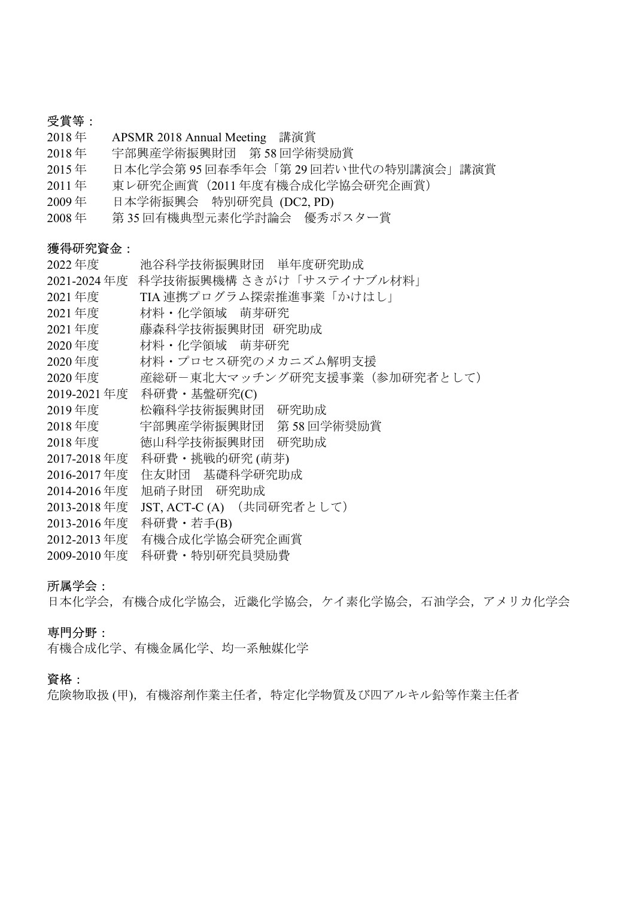受賞等：

2018 年　APSMR 2018 Annual Meeting　講演賞
2018 年　宇部興産学術振興財団　第 58 回学術奨励賞
2015 年　日本化学会第 95 回春季年会「第 29 回若い世代の特別講演会」講演賞
2011 年　東レ研究企画賞（2011 年度有機合成化学協会研究企画賞）
2009 年　日本学術振興会　特別研究員 (DC2, PD)
2008 年　第 35 回有機典型元素化学討論会　優秀ポスター賞

獲得研究資金：

2022 年度　池谷科学技術振興財団　単年度研究助成
2021-2024 年度　科学技術振興機構 さきがけ「サステイナブル材料」
2021 年度　TIA 連携プログラム探索推進事業「かけはし」
2021 年度　材料・化学領域　萌芽研究
2021 年度　藤森科学技術振興財団 研究助成
2020 年度　材料・化学領域　萌芽研究
2020 年度　材料・プロセス研究のメカニズム解明支援
2020 年度　産総研－東北大マッチング研究支援事業（参加研究者として）
2019-2021 年度　科研費・基盤研究(C)
2019 年度　松籟科学技術振興財団　研究助成
2018 年度　宇部興産学術振興財団　第 58 回学術奨励賞
2018 年度　徳山科学技術振興財団　研究助成
2017-2018 年度　科研費・挑戦的研究 (萌芽)
2016-2017 年度　住友財団　基礎科学研究助成
2014-2016 年度　旭硝子財団　研究助成
2013-2018 年度　JST, ACT-C (A)　(共同研究者として)
2013-2016 年度　科研費・若手(B)
2012-2013 年度　有機合成化学協会研究企画賞
2009-2010 年度　科研費・特別研究員奨励費

所属学会：

日本化学会，有機合成化学協会，近畿化学協会，ケイ素化学協会，石油学会，アメリカ化学会

専門分野：

有機合成化学、有機金属化学、均一系触媒化学

資格：

危険物取扱 (甲)，有機溶剤作業主任者，特定化学物質及び四アルキル鉛等作業主任者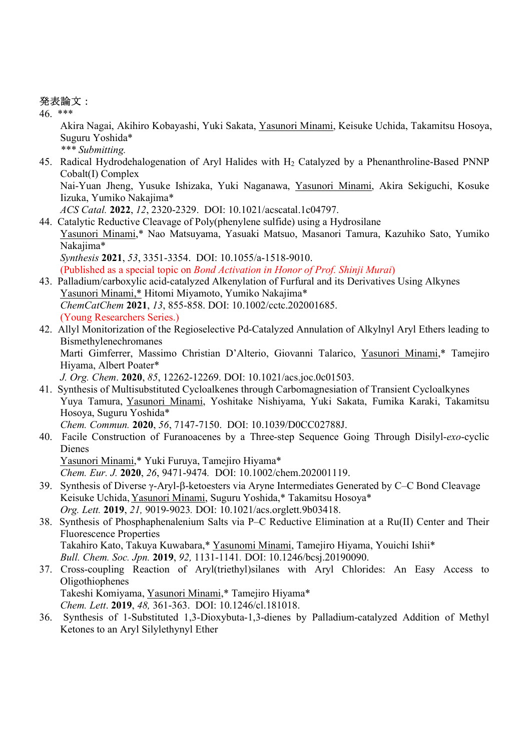発表論文：

46. ***  
    Akira Nagai, Akihiro Kobayashi, Yuki Sakata, Yasunori Minami, Keisuke Uchida, Takamitsu Hosoya, Suguru Yoshida*  
    *\*\*\* Submitting.*

45. Radical Hydrodehalogenation of Aryl Halides with $H_2$ Catalyzed by a Phenanthroline-Based PNNP Cobalt(I) Complex  
    Nai-Yuan Jheng, Yusuke Ishizaka, Yuki Naganawa, Yasunori Minami, Akira Sekiguchi, Kosuke Iizuka, Yumiko Nakajima*  
    *ACS Catal.* **2022**, *12*, 2320-2329. DOI: 10.1021/acscatal.1c04797.

44. Catalytic Reductive Cleavage of Poly(phenylene sulfide) using a Hydrosilane  
    Yasunori Minami,* Nao Matsuyama, Yasuaki Matsuo, Masanori Tamura, Kazuhiko Sato, Yumiko Nakajima*  
    *Synthesis* **2021**, *53*, 3351-3354. DOI: 10.1055/a-1518-9010.  
    (Published as a special topic on *Bond Activation in Honor of Prof. Shinji Murai*)

43. Palladium/carboxylic acid-catalyzed Alkenylation of Furfural and its Derivatives Using Alkynes  
    Yasunori Minami,* Hitomi Miyamoto, Yumiko Nakajima*  
    *ChemCatChem* **2021**, *13*, 855-858. DOI: 10.1002/cctc.202001685.  
    (Young Researchers Series.)

42. Allyl Monitorization of the Regioselective Pd-Catalyzed Annulation of Alkylnyl Aryl Ethers leading to Bismethylenechromanes  
    Marti Gimferrer, Massimo Christian D'Alterio, Giovanni Talarico, Yasunori Minami,* Tamejiro Hiyama, Albert Poater*  
    *J. Org. Chem*. **2020**, *85*, 12262-12269. DOI: 10.1021/acs.joc.0c01503.

41. Synthesis of Multisubstituted Cycloalkenes through Carbomagnesiation of Transient Cycloalkynes  
    Yuya Tamura, Yasunori Minami, Yoshitake Nishiyama, Yuki Sakata, Fumika Karaki, Takamitsu Hosoya, Suguru Yoshida*  
    *Chem. Commun.* **2020**, *56*, 7147-7150. DOI: 10.1039/D0CC02788J.

40. Facile Construction of Furanoacenes by a Three-step Sequence Going Through Disilyl-*exo*-cyclic Dienes  
    Yasunori Minami,* Yuki Furuya, Tamejiro Hiyama*  
    *Chem. Eur. J.* **2020**, *26*, 9471-9474. DOI: 10.1002/chem.202001119.

39. Synthesis of Diverse γ-Aryl-β-ketoesters via Aryne Intermediates Generated by C–C Bond Cleavage  
    Keisuke Uchida, Yasunori Minami, Suguru Yoshida,* Takamitsu Hosoya*  
    *Org. Lett.* **2019**, *21,* 9019-9023. DOI: 10.1021/acs.orglett.9b03418.

38. Synthesis of Phosphaphenalenium Salts via P–C Reductive Elimination at a Ru(II) Center and Their Fluorescence Properties  
    Takahiro Kato, Takuya Kuwabara,* Yasunomi Minami, Tamejiro Hiyama, Youichi Ishii*  
    *Bull. Chem. Soc. Jpn.* **2019**, *92,* 1131-1141. DOI: 10.1246/bcsj.20190090.

37. Cross-coupling Reaction of Aryl(triethyl)silanes with Aryl Chlorides: An Easy Access to Oligothiophenes  
    Takeshi Komiyama, Yasunori Minami,* Tamejiro Hiyama*  
    *Chem. Lett*. **2019**, *48,* 361-363. DOI: 10.1246/cl.181018.

36. Synthesis of 1-Substituted 1,3-Dioxybuta-1,3-dienes by Palladium-catalyzed Addition of Methyl Ketones to an Aryl Silylethynyl Ether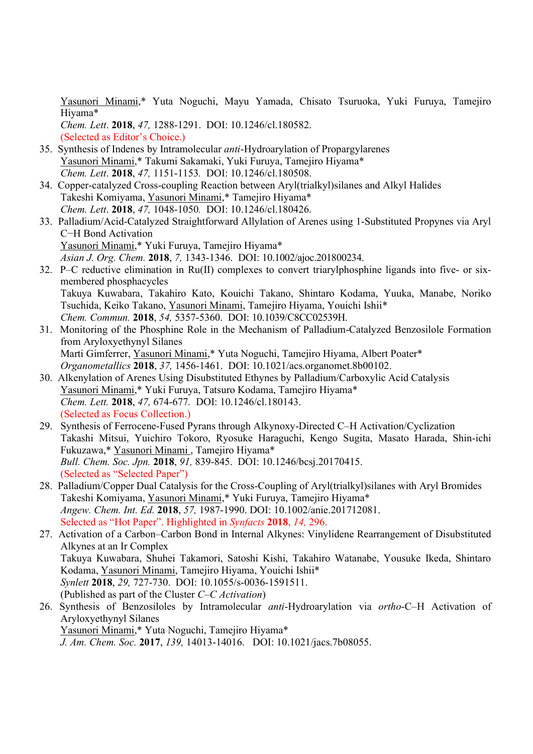Yasunori Minami,* Yuta Noguchi, Mayu Yamada, Chisato Tsuruoka, Yuki Furuya, Tamejiro Hiyama*
*Chem. Lett*. **2018**, *47,* 1288-1291. DOI: 10.1246/cl.180582.
(Selected as Editor's Choice.)

35. Synthesis of Indenes by Intramolecular *anti*-Hydroarylation of Propargylarenes
    Yasunori Minami,* Takumi Sakamaki, Yuki Furuya, Tamejiro Hiyama*
    *Chem. Lett*. **2018**, *47,* 1151-1153. DOI: 10.1246/cl.180508.
34. Copper-catalyzed Cross-coupling Reaction between Aryl(trialkyl)silanes and Alkyl Halides
    Takeshi Komiyama, Yasunori Minami,* Tamejiro Hiyama*
    *Chem. Lett*. **2018**, *47,* 1048-1050. DOI: 10.1246/cl.180426.
33. Palladium/Acid-Catalyzed Straightforward Allylation of Arenes using 1-Substituted Propynes via Aryl C−H Bond Activation
    Yasunori Minami,* Yuki Furuya, Tamejiro Hiyama*
    *Asian J. Org. Chem.* **2018**, *7,* 1343-1346. DOI: 10.1002/ajoc.201800234.
32. P–C reductive elimination in Ru(II) complexes to convert triarylphosphine ligands into five- or six-membered phosphacycles
    Takuya Kuwabara, Takahiro Kato, Kouichi Takano, Shintaro Kodama, Yuuka, Manabe, Noriko Tsuchida, Keiko Takano, Yasunori Minami, Tamejiro Hiyama, Youichi Ishii*
    *Chem. Commun.* **2018**, *54,* 5357-5360. DOI: 10.1039/C8CC02539H.
31. Monitoring of the Phosphine Role in the Mechanism of Palladium-Catalyzed Benzosilole Formation from Aryloxyethynyl Silanes
    Marti Gimferrer, Yasunori Minami,* Yuta Noguchi, Tamejiro Hiyama, Albert Poater*
    *Organometallics* **2018**, *37,* 1456-1461. DOI: 10.1021/acs.organomet.8b00102.
30. Alkenylation of Arenes Using Disubstituted Ethynes by Palladium/Carboxylic Acid Catalysis
    Yasunori Minami,* Yuki Furuya, Tatsuro Kodama, Tamejiro Hiyama*
    *Chem. Lett.* **2018**, *47,* 674-677. DOI: 10.1246/cl.180143.
    (Selected as Focus Collection.)
29. Synthesis of Ferrocene-Fused Pyrans through Alkynoxy-Directed C–H Activation/Cyclization
    Takashi Mitsui, Yuichiro Tokoro, Ryosuke Haraguchi, Kengo Sugita, Masato Harada, Shin-ichi Fukuzawa,* Yasunori Minami , Tamejiro Hiyama*
    *Bull. Chem. Soc. Jpn.* **2018**, *91,* 839-845. DOI: 10.1246/bcsj.20170415.
    (Selected as "Selected Paper")
28. Palladium/Copper Dual Catalysis for the Cross-Coupling of Aryl(trialkyl)silanes with Aryl Bromides
    Takeshi Komiyama, Yasunori Minami,* Yuki Furuya, Tamejiro Hiyama*
    *Angew. Chem. Int. Ed.* **2018**, *57,* 1987-1990. DOI: 10.1002/anie.201712081.
    Selected as "Hot Paper". Highlighted in *Synfacts* **2018**, *14,* 296.
27. Activation of a Carbon–Carbon Bond in Internal Alkynes: Vinylidene Rearrangement of Disubstituted Alkynes at an Ir Complex
    Takuya Kuwabara, Shuhei Takamori, Satoshi Kishi, Takahiro Watanabe, Yousuke Ikeda, Shintaro Kodama, Yasunori Minami, Tamejiro Hiyama, Youichi Ishii*
    *Synlett* **2018**, *29,* 727-730. DOI: 10.1055/s-0036-1591511.
    (Published as part of the Cluster *C–C Activation*)
26. Synthesis of Benzosiloles by Intramolecular *anti*-Hydroarylation via *ortho*-C–H Activation of Aryloxyethynyl Silanes
    Yasunori Minami,* Yuta Noguchi, Tamejiro Hiyama*
    *J. Am. Chem. Soc.* **2017**, *139,* 14013-14016. DOI: 10.1021/jacs.7b08055.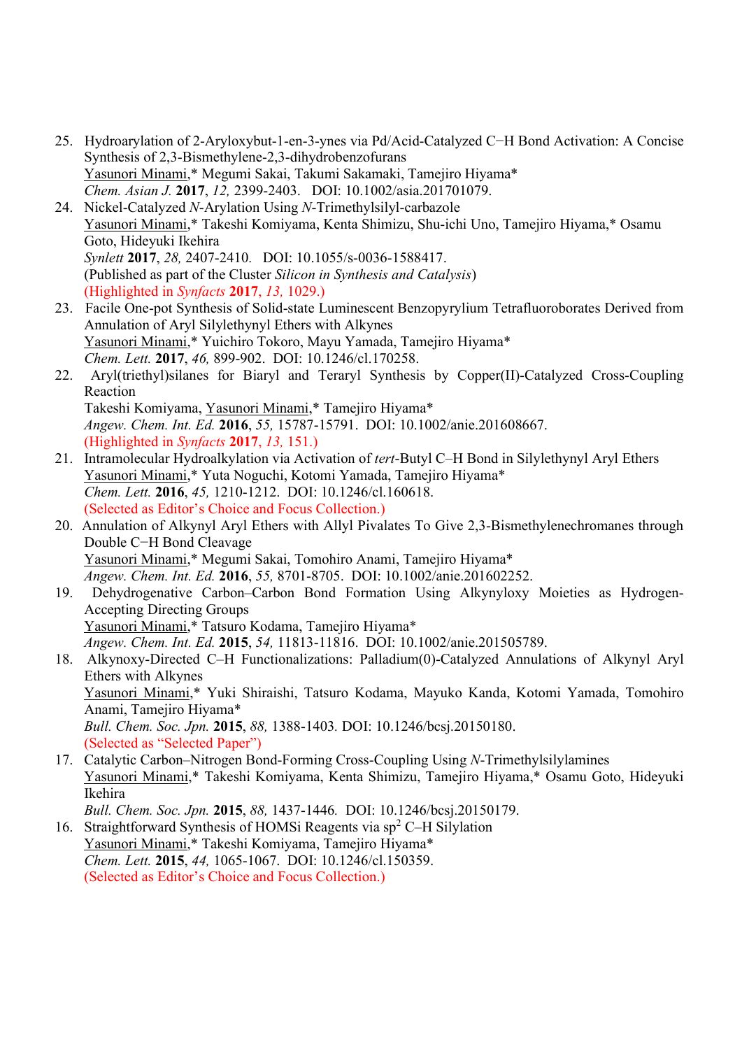25. Hydroarylation of 2-Aryloxybut-1-en-3-ynes via Pd/Acid-Catalyzed C−H Bond Activation: A Concise Synthesis of 2,3-Bismethylene-2,3-dihydrobenzofurans
    Yasunori Minami,* Megumi Sakai, Takumi Sakamaki, Tamejiro Hiyama*
    *Chem. Asian J.* **2017**, *12,* 2399-2403. DOI: 10.1002/asia.201701079.
24. Nickel-Catalyzed *N*-Arylation Using *N*-Trimethylsilyl-carbazole
    Yasunori Minami,* Takeshi Komiyama, Kenta Shimizu, Shu-ichi Uno, Tamejiro Hiyama,* Osamu Goto, Hideyuki Ikehira
    *Synlett* **2017**, *28,* 2407-2410. DOI: 10.1055/s-0036-1588417.
    (Published as part of the Cluster *Silicon in Synthesis and Catalysis*)
    (Highlighted in *Synfacts* **2017**, *13,* 1029.)
23. Facile One-pot Synthesis of Solid-state Luminescent Benzopyrylium Tetrafluoroborates Derived from Annulation of Aryl Silylethynyl Ethers with Alkynes
    Yasunori Minami,* Yuichiro Tokoro, Mayu Yamada, Tamejiro Hiyama*
    *Chem. Lett.* **2017**, *46,* 899-902. DOI: 10.1246/cl.170258.
22. Aryl(triethyl)silanes for Biaryl and Teraryl Synthesis by Copper(II)-Catalyzed Cross-Coupling Reaction
    Takeshi Komiyama, Yasunori Minami,* Tamejiro Hiyama*
    *Angew. Chem. Int. Ed.* **2016**, *55,* 15787-15791. DOI: 10.1002/anie.201608667.
    (Highlighted in *Synfacts* **2017**, *13,* 151.)
21. Intramolecular Hydroalkylation via Activation of *tert*-Butyl C–H Bond in Silylethynyl Aryl Ethers
    Yasunori Minami,* Yuta Noguchi, Kotomi Yamada, Tamejiro Hiyama*
    *Chem. Lett.* **2016**, *45,* 1210-1212. DOI: 10.1246/cl.160618.
    (Selected as Editor's Choice and Focus Collection.)
20. Annulation of Alkynyl Aryl Ethers with Allyl Pivalates To Give 2,3-Bismethylenechromanes through Double C−H Bond Cleavage
    Yasunori Minami,* Megumi Sakai, Tomohiro Anami, Tamejiro Hiyama*
    *Angew. Chem. Int. Ed.* **2016**, *55,* 8701-8705. DOI: 10.1002/anie.201602252.
19. Dehydrogenative Carbon–Carbon Bond Formation Using Alkynyloxy Moieties as Hydrogen-Accepting Directing Groups
    Yasunori Minami,* Tatsuro Kodama, Tamejiro Hiyama*
    *Angew. Chem. Int. Ed.* **2015**, *54,* 11813-11816. DOI: 10.1002/anie.201505789.
18. Alkynoxy-Directed C–H Functionalizations: Palladium(0)-Catalyzed Annulations of Alkynyl Aryl Ethers with Alkynes
    Yasunori Minami,* Yuki Shiraishi, Tatsuro Kodama, Mayuko Kanda, Kotomi Yamada, Tomohiro Anami, Tamejiro Hiyama*
    *Bull. Chem. Soc. Jpn.* **2015**, *88,* 1388-1403. DOI: 10.1246/bcsj.20150180.
    (Selected as "Selected Paper")
17. Catalytic Carbon–Nitrogen Bond-Forming Cross-Coupling Using *N*-Trimethylsilylamines
    Yasunori Minami,* Takeshi Komiyama, Kenta Shimizu, Tamejiro Hiyama,* Osamu Goto, Hideyuki Ikehira
    *Bull. Chem. Soc. Jpn.* **2015**, *88,* 1437-1446. DOI: 10.1246/bcsj.20150179.
16. Straightforward Synthesis of HOMSi Reagents via $sp^2$ C–H Silylation
    Yasunori Minami,* Takeshi Komiyama, Tamejiro Hiyama*
    *Chem. Lett.* **2015**, *44,* 1065-1067. DOI: 10.1246/cl.150359.
    (Selected as Editor's Choice and Focus Collection.)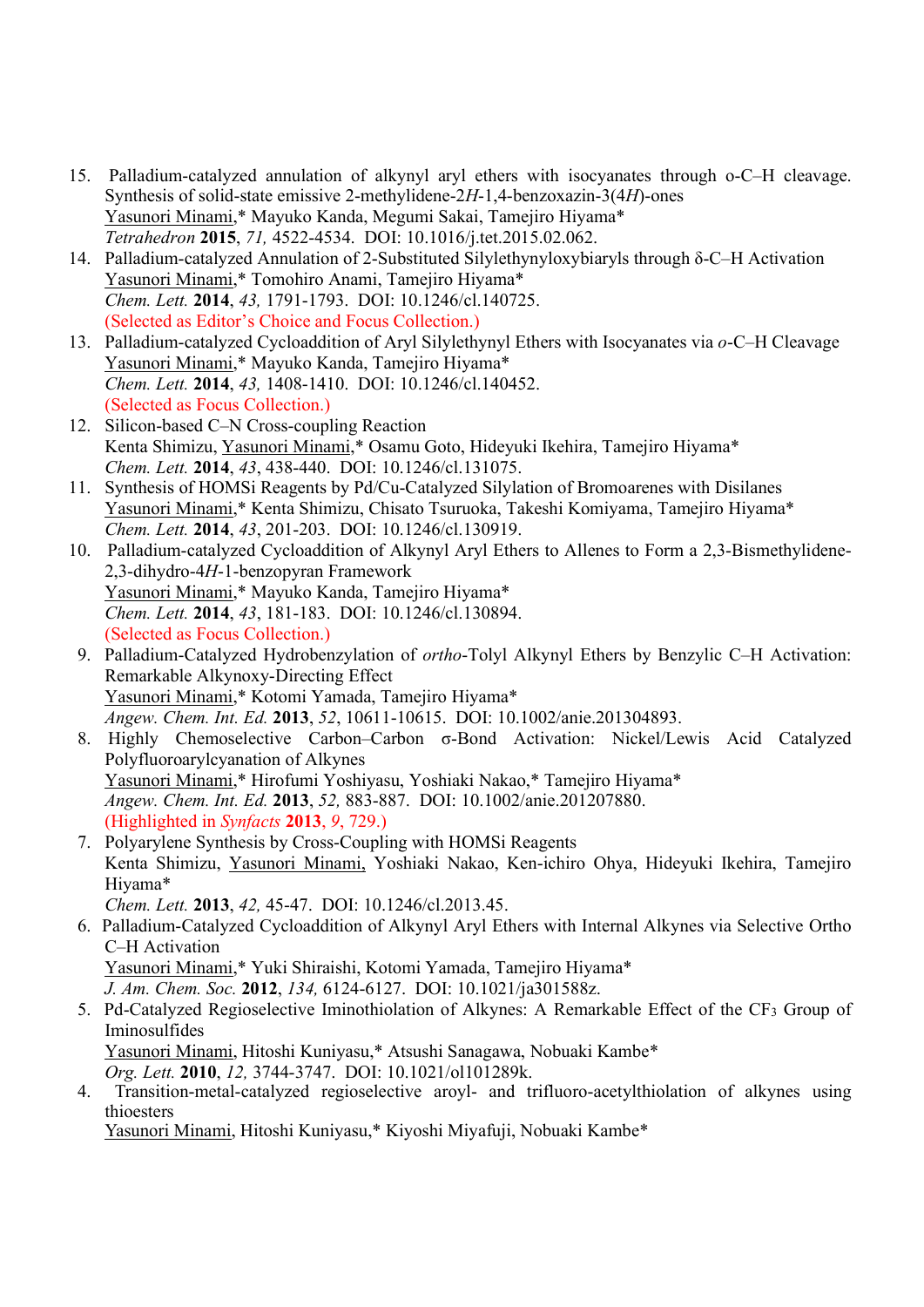15. Palladium-catalyzed annulation of alkynyl aryl ethers with isocyanates through o-C–H cleavage. Synthesis of solid-state emissive 2-methylidene-2*H*-1,4-benzoxazin-3(4*H*)-ones
    Yasunori Minami,* Mayuko Kanda, Megumi Sakai, Tamejiro Hiyama*
    *Tetrahedron* **2015**, *71,* 4522-4534. DOI: 10.1016/j.tet.2015.02.062.
14. Palladium-catalyzed Annulation of 2-Substituted Silylethynyloxybiaryls through δ-C–H Activation
    Yasunori Minami,* Tomohiro Anami, Tamejiro Hiyama*
    *Chem. Lett.* **2014**, *43,* 1791-1793. DOI: 10.1246/cl.140725.
    (Selected as Editor's Choice and Focus Collection.)
13. Palladium-catalyzed Cycloaddition of Aryl Silylethynyl Ethers with Isocyanates via *o*-C–H Cleavage
    Yasunori Minami,* Mayuko Kanda, Tamejiro Hiyama*
    *Chem. Lett.* **2014**, *43,* 1408-1410. DOI: 10.1246/cl.140452.
    (Selected as Focus Collection.)
12. Silicon-based C–N Cross-coupling Reaction
    Kenta Shimizu, Yasunori Minami,* Osamu Goto, Hideyuki Ikehira, Tamejiro Hiyama*
    *Chem. Lett.* **2014**, *43*, 438-440. DOI: 10.1246/cl.131075.
11. Synthesis of HOMSi Reagents by Pd/Cu-Catalyzed Silylation of Bromoarenes with Disilanes
    Yasunori Minami,* Kenta Shimizu, Chisato Tsuruoka, Takeshi Komiyama, Tamejiro Hiyama*
    *Chem. Lett.* **2014**, *43*, 201-203. DOI: 10.1246/cl.130919.
10. Palladium-catalyzed Cycloaddition of Alkynyl Aryl Ethers to Allenes to Form a 2,3-Bismethylidene-2,3-dihydro-4*H*-1-benzopyran Framework
    Yasunori Minami,* Mayuko Kanda, Tamejiro Hiyama*
    *Chem. Lett.* **2014**, *43*, 181-183. DOI: 10.1246/cl.130894.
    (Selected as Focus Collection.)
9. Palladium-Catalyzed Hydrobenzylation of *ortho*-Tolyl Alkynyl Ethers by Benzylic C–H Activation: Remarkable Alkynoxy-Directing Effect
    Yasunori Minami,* Kotomi Yamada, Tamejiro Hiyama*
    *Angew. Chem. Int. Ed.* **2013**, *52*, 10611-10615. DOI: 10.1002/anie.201304893.
8. Highly Chemoselective Carbon–Carbon σ-Bond Activation: Nickel/Lewis Acid Catalyzed Polyfluoroarylcyanation of Alkynes
    Yasunori Minami,* Hirofumi Yoshiyasu, Yoshiaki Nakao,* Tamejiro Hiyama*
    *Angew. Chem. Int. Ed.* **2013**, *52,* 883-887. DOI: 10.1002/anie.201207880.
    (Highlighted in *Synfacts* **2013**, *9*, 729.)
7. Polyarylene Synthesis by Cross-Coupling with HOMSi Reagents
    Kenta Shimizu, Yasunori Minami, Yoshiaki Nakao, Ken-ichiro Ohya, Hideyuki Ikehira, Tamejiro Hiyama*
    *Chem. Lett.* **2013**, *42,* 45-47. DOI: 10.1246/cl.2013.45.
6. Palladium-Catalyzed Cycloaddition of Alkynyl Aryl Ethers with Internal Alkynes via Selective Ortho C–H Activation
    Yasunori Minami,* Yuki Shiraishi, Kotomi Yamada, Tamejiro Hiyama*
    *J. Am. Chem. Soc.* **2012**, *134,* 6124-6127. DOI: 10.1021/ja301588z.
5. Pd-Catalyzed Regioselective Iminothiolation of Alkynes: A Remarkable Effect of the $CF_3$ Group of Iminosulfides
    Yasunori Minami, Hitoshi Kuniyasu,* Atsushi Sanagawa, Nobuaki Kambe*
    *Org. Lett.* **2010**, *12,* 3744-3747. DOI: 10.1021/ol101289k.
4. Transition-metal-catalyzed regioselective aroyl- and trifluoro-acetylthiolation of alkynes using thioesters
    Yasunori Minami, Hitoshi Kuniyasu,* Kiyoshi Miyafuji, Nobuaki Kambe*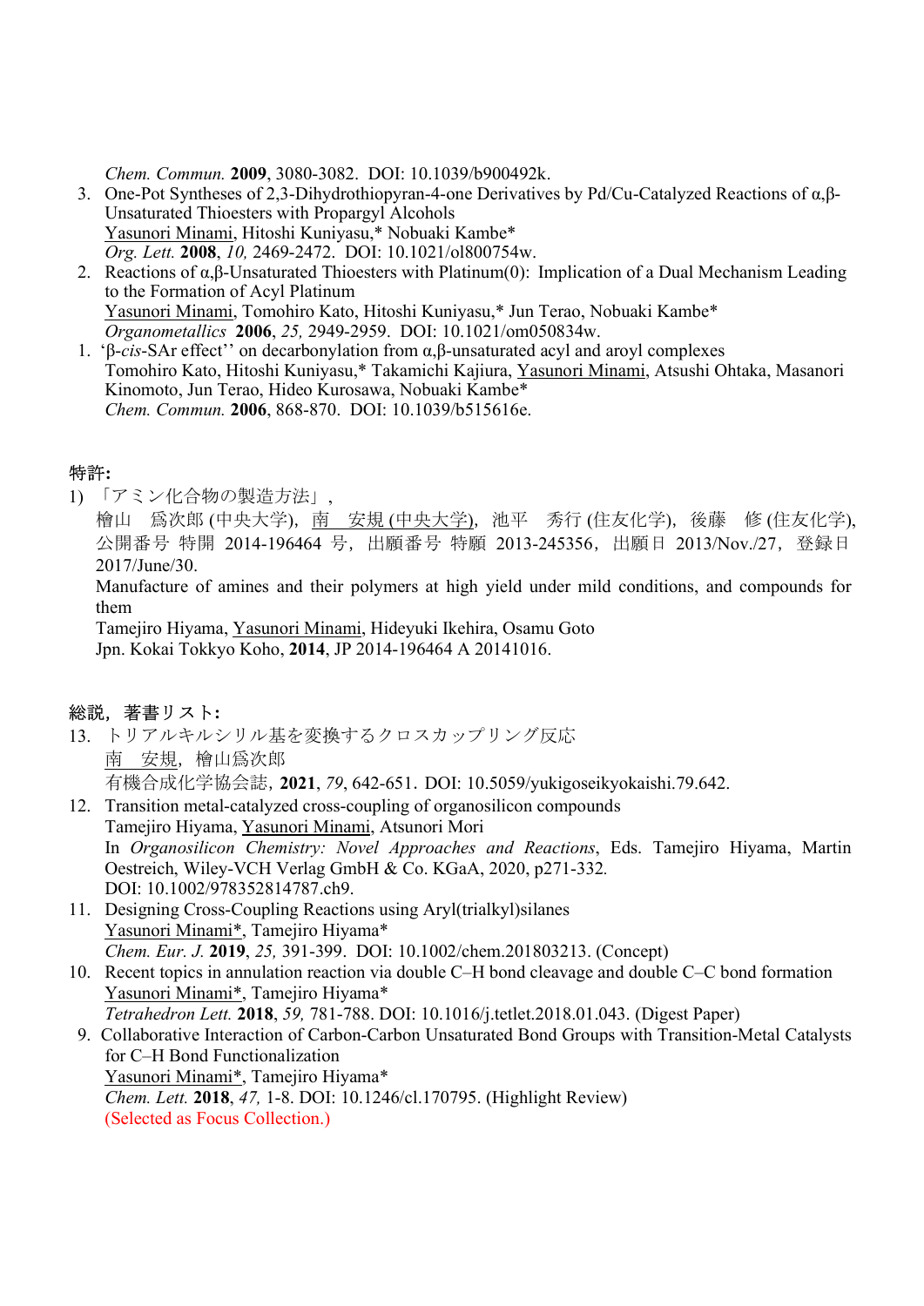*Chem. Commun.* **2009**, 3080-3082. DOI: 10.1039/b900492k.

3. One-Pot Syntheses of 2,3-Dihydrothiopyran-4-one Derivatives by Pd/Cu-Catalyzed Reactions of α,β-Unsaturated Thioesters with Propargyl Alcohols
   Yasunori Minami, Hitoshi Kuniyasu,* Nobuaki Kambe*
   *Org. Lett.* **2008**, *10,* 2469-2472. DOI: 10.1021/ol800754w.
2. Reactions of α,β-Unsaturated Thioesters with Platinum(0): Implication of a Dual Mechanism Leading to the Formation of Acyl Platinum
   Yasunori Minami, Tomohiro Kato, Hitoshi Kuniyasu,* Jun Terao, Nobuaki Kambe*
   *Organometallics* **2006**, *25,* 2949-2959. DOI: 10.1021/om050834w.
1. 'β-*cis*-SAr effect'' on decarbonylation from α,β-unsaturated acyl and aroyl complexes
   Tomohiro Kato, Hitoshi Kuniyasu,* Takamichi Kajiura, Yasunori Minami, Atsushi Ohtaka, Masanori Kinomoto, Jun Terao, Hideo Kurosawa, Nobuaki Kambe*
   *Chem. Commun.* **2006**, 868-870. DOI: 10.1039/b515616e.

**特許:**

1) 「アミン化合物の製造方法」,
   檜山　爲次郎 (中央大学), 南　安規 (中央大学), 池平　秀行 (住友化学), 後藤　修 (住友化学), 公開番号 特開 2014-196464 号, 出願番号 特願 2013-245356, 出願日 2013/Nov./27, 登録日 2017/June/30.
   Manufacture of amines and their polymers at high yield under mild conditions, and compounds for them
   Tamejiro Hiyama, Yasunori Minami, Hideyuki Ikehira, Osamu Goto
   Jpn. Kokai Tokkyo Koho, **2014**, JP 2014-196464 A 20141016.

**総説，著書リスト:**

13. トリアルキルシリル基を変換するクロスカップリング反応
    南　安規，檜山爲次郎
    有機合成化学協会誌，**2021**, *79*, 642-651. DOI: 10.5059/yukigoseikyokaishi.79.642.
12. Transition metal-catalyzed cross-coupling of organosilicon compounds
    Tamejiro Hiyama, Yasunori Minami, Atsunori Mori
    In *Organosilicon Chemistry: Novel Approaches and Reactions*, Eds. Tamejiro Hiyama, Martin Oestreich, Wiley-VCH Verlag GmbH & Co. KGaA, 2020, p271-332.
    DOI: 10.1002/978352814787.ch9.
11. Designing Cross-Coupling Reactions using Aryl(trialkyl)silanes
    Yasunori Minami*, Tamejiro Hiyama*
    *Chem. Eur. J.* **2019**, *25,* 391-399. DOI: 10.1002/chem.201803213. (Concept)
10. Recent topics in annulation reaction via double C–H bond cleavage and double C–C bond formation
    Yasunori Minami*, Tamejiro Hiyama*
    *Tetrahedron Lett.* **2018**, *59,* 781-788. DOI: 10.1016/j.tetlet.2018.01.043. (Digest Paper)
9. Collaborative Interaction of Carbon-Carbon Unsaturated Bond Groups with Transition-Metal Catalysts for C–H Bond Functionalization
   Yasunori Minami*, Tamejiro Hiyama*
   *Chem. Lett.* **2018**, *47,* 1-8. DOI: 10.1246/cl.170795. (Highlight Review)
   (Selected as Focus Collection.)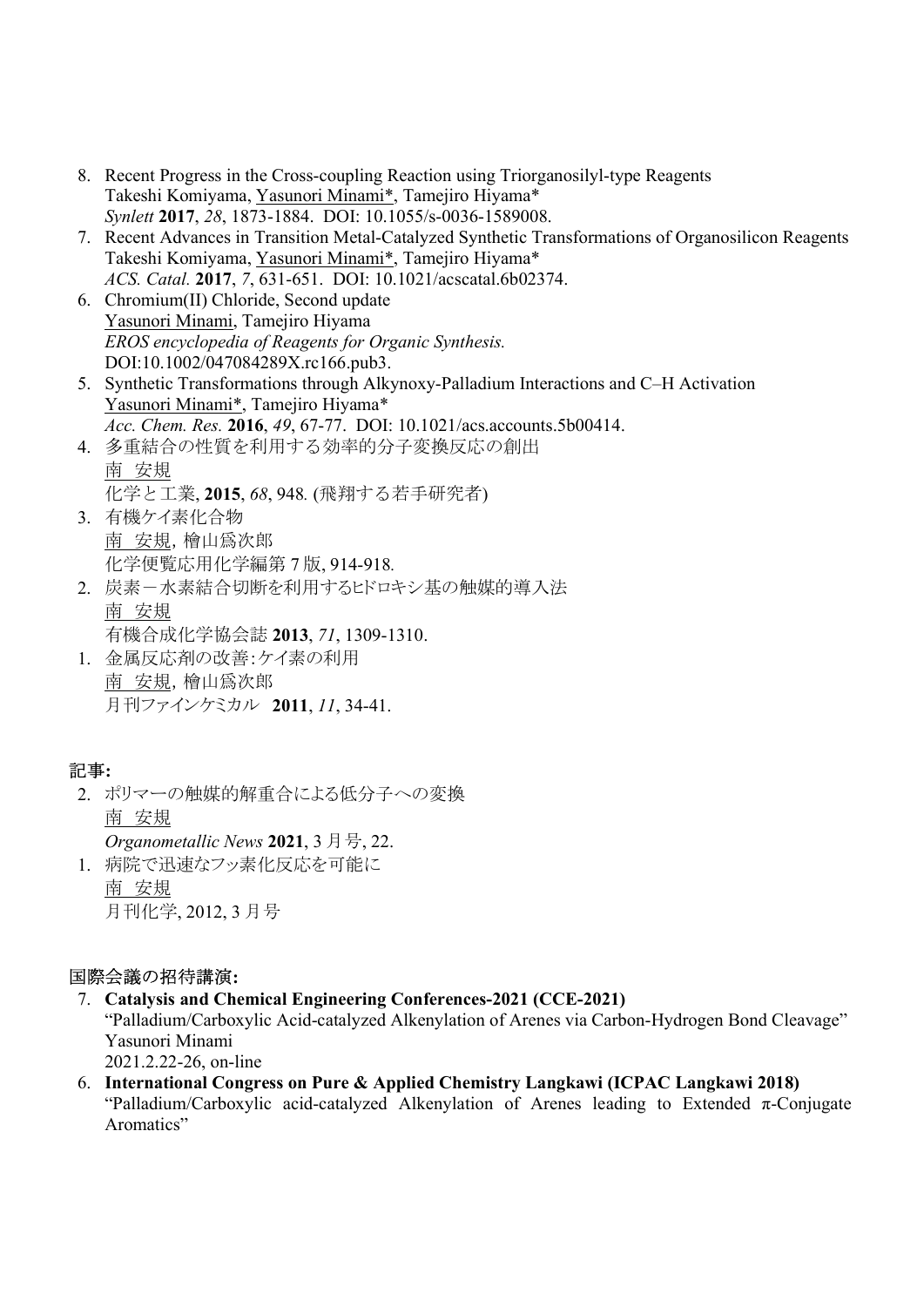8. Recent Progress in the Cross-coupling Reaction using Triorganosilyl-type Reagents
   Takeshi Komiyama, <u>Yasunori Minami*</u>, Tamejiro Hiyama*
   *Synlett* **2017**, *28*, 1873-1884. DOI: 10.1055/s-0036-1589008.
7. Recent Advances in Transition Metal-Catalyzed Synthetic Transformations of Organosilicon Reagents
   Takeshi Komiyama, <u>Yasunori Minami*</u>, Tamejiro Hiyama*
   *ACS. Catal.* **2017**, *7*, 631-651. DOI: 10.1021/acscatal.6b02374.
6. Chromium(II) Chloride, Second update
   <u>Yasunori Minami</u>, Tamejiro Hiyama
   *EROS encyclopedia of Reagents for Organic Synthesis.*
   DOI:10.1002/047084289X.rc166.pub3.
5. Synthetic Transformations through Alkynoxy-Palladium Interactions and C–H Activation
   <u>Yasunori Minami*</u>, Tamejiro Hiyama*
   *Acc. Chem. Res.* **2016**, *49*, 67-77. DOI: 10.1021/acs.accounts.5b00414.
4. 多重結合の性質を利用する効率的分子変換反応の創出
   <u>南 安規</u>
   化学と工業, **2015**, *68*, 948. (飛翔する若手研究者)
3. 有機ケイ素化合物
   <u>南 安規</u>, 檜山爲次郎
   化学便覧応用化学編第 7 版, 914-918.
2. 炭素－水素結合切断を利用するﾋﾄﾞﾛｷｼ基の触媒的導入法
   <u>南 安規</u>
   有機合成化学協会誌 **2013**, *71*, 1309-1310.
1. 金属反応剤の改善:ケイ素の利用
   <u>南 安規</u>, 檜山爲次郎
   月刊ファインケミカル **2011**, *11*, 34-41.

**記事:**

2. ポリマーの触媒的解重合による低分子への変換
   <u>南 安規</u>
   *Organometallic News* **2021**, 3 月号, 22.
1. 病院で迅速なフッ素化反応を可能に
   <u>南 安規</u>
   月刊化学, 2012, 3 月号

**国際会議の招待講演:**

7. **Catalysis and Chemical Engineering Conferences-2021 (CCE-2021)**
   "Palladium/Carboxylic Acid-catalyzed Alkenylation of Arenes via Carbon-Hydrogen Bond Cleavage"
   Yasunori Minami
   2021.2.22-26, on-line
6. **International Congress on Pure & Applied Chemistry Langkawi (ICPAC Langkawi 2018)**
   "Palladium/Carboxylic acid-catalyzed Alkenylation of Arenes leading to Extended π-Conjugate Aromatics"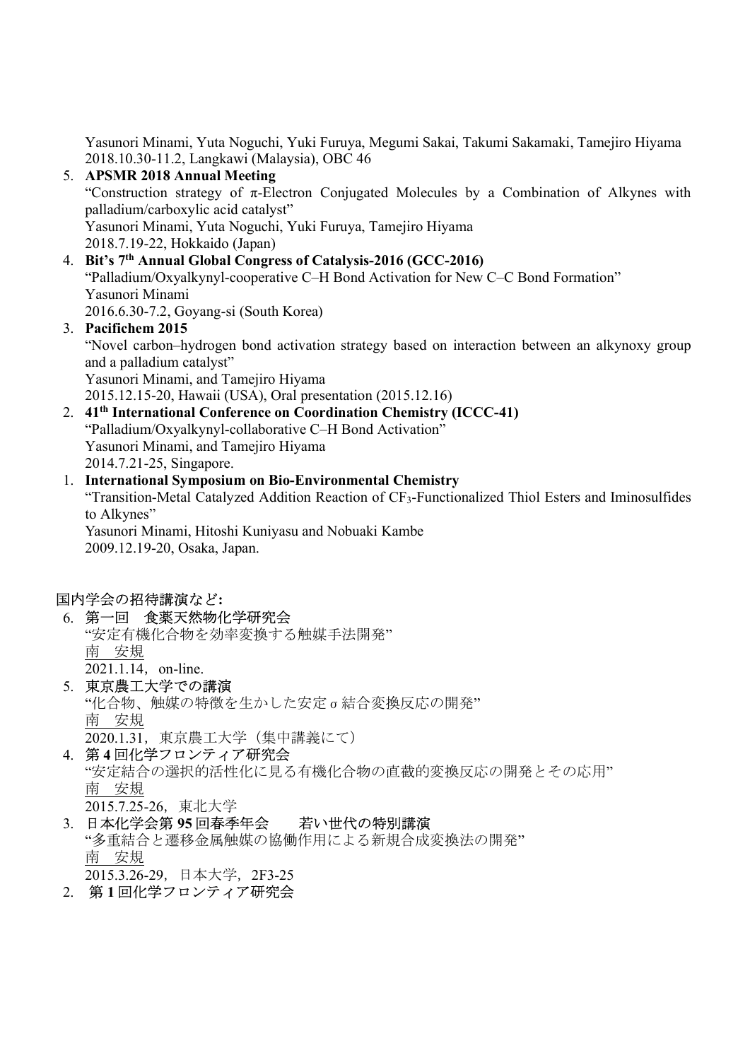Yasunori Minami, Yuta Noguchi, Yuki Furuya, Megumi Sakai, Takumi Sakamaki, Tamejiro Hiyama
2018.10.30-11.2, Langkawi (Malaysia), OBC 46

5. **APSMR 2018 Annual Meeting**
   "Construction strategy of π-Electron Conjugated Molecules by a Combination of Alkynes with palladium/carboxylic acid catalyst"
   Yasunori Minami, Yuta Noguchi, Yuki Furuya, Tamejiro Hiyama
   2018.7.19-22, Hokkaido (Japan)
4. **Bit's 7th Annual Global Congress of Catalysis-2016 (GCC-2016)**
   "Palladium/Oxyalkynyl-cooperative C–H Bond Activation for New C–C Bond Formation"
   Yasunori Minami
   2016.6.30-7.2, Goyang-si (South Korea)
3. **Pacifichem 2015**
   "Novel carbon–hydrogen bond activation strategy based on interaction between an alkynoxy group and a palladium catalyst"
   Yasunori Minami, and Tamejiro Hiyama
   2015.12.15-20, Hawaii (USA), Oral presentation (2015.12.16)
2. **41th International Conference on Coordination Chemistry (ICCC-41)**
   "Palladium/Oxyalkynyl-collaborative C–H Bond Activation"
   Yasunori Minami, and Tamejiro Hiyama
   2014.7.21-25, Singapore.
1. **International Symposium on Bio-Environmental Chemistry**
   "Transition-Metal Catalyzed Addition Reaction of $CF_3$-Functionalized Thiol Esters and Iminosulfides to Alkynes"
   Yasunori Minami, Hitoshi Kuniyasu and Nobuaki Kambe
   2009.12.19-20, Osaka, Japan.

国内学会の招待講演など**:**

6. 第一回　食薬天然物化学研究会
   "安定有機化合物を効率変換する触媒手法開発"
   南　安規
   2021.1.14, on-line.
5. 東京農工大学での講演
   "化合物、触媒の特徴を生かした安定σ結合変換反応の開発"
   南　安規
   2020.1.31, 東京農工大学（集中講義にて）
4. 第**4**回化学フロンティア研究会
   "安定結合の選択的活性化に見る有機化合物の直截的変換反応の開発とその応用"
   南　安規
   2015.7.25-26, 東北大学
3. 日本化学会第**95**回春季年会　　若い世代の特別講演
   "多重結合と遷移金属触媒の協働作用による新規合成変換法の開発"
   南　安規
   2015.3.26-29, 日本大学, 2F3-25
2. 第**1**回化学フロンティア研究会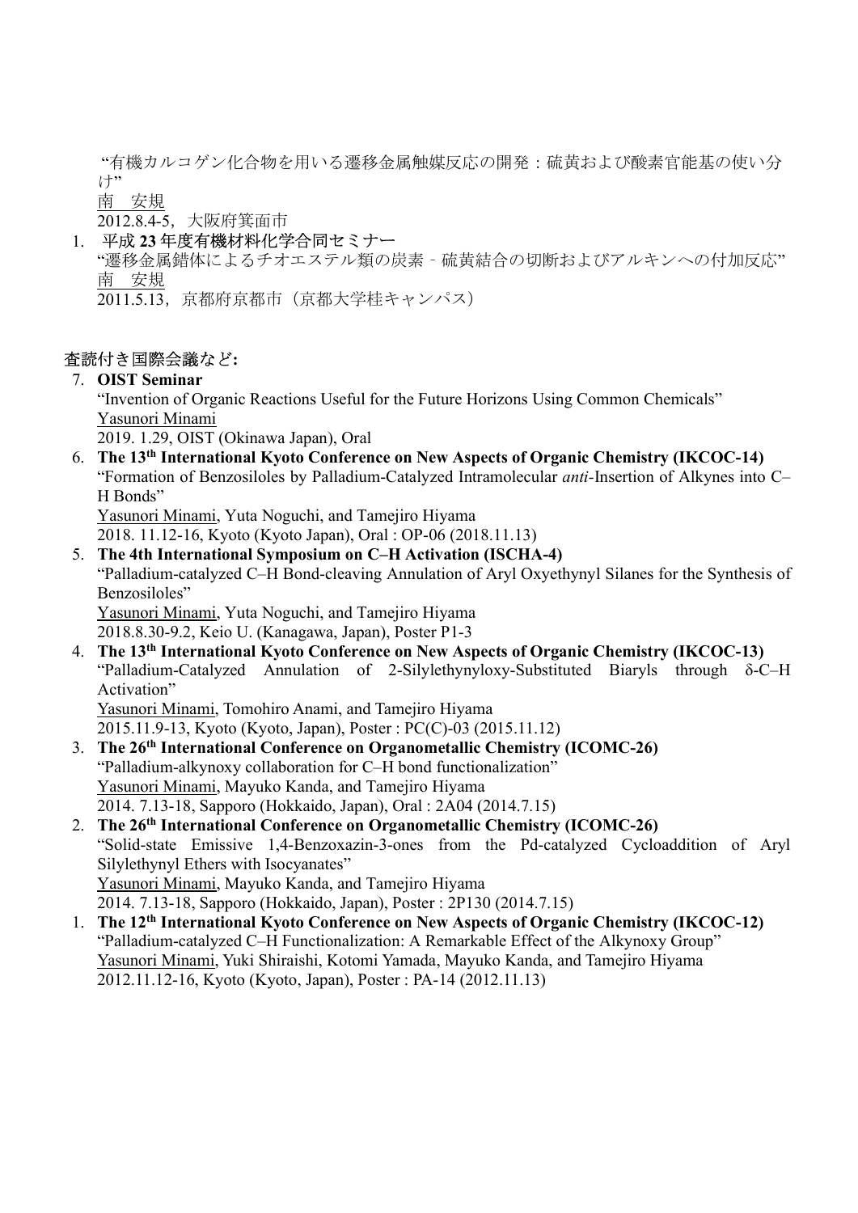"有機カルコゲン化合物を用いる遷移金属触媒反応の開発：硫黄および酸素官能基の使い分け"
南　安規
2012.8.4-5，大阪府箕面市

1. **平成 23 年度有機材料化学合同セミナー**
   "遷移金属錯体によるチオエステル類の炭素 - 硫黄結合の切断およびアルキンへの付加反応"
   南　安規
   2011.5.13，京都府京都市（京都大学桂キャンパス）

## 査読付き国際会議など:

7. **OIST Seminar**
   "Invention of Organic Reactions Useful for the Future Horizons Using Common Chemicals"
   Yasunori Minami
   2019. 1.29, OIST (Okinawa Japan), Oral
6. **The 13th International Kyoto Conference on New Aspects of Organic Chemistry (IKCOC-14)**
   "Formation of Benzosiloles by Palladium-Catalyzed Intramolecular *anti*-Insertion of Alkynes into C–H Bonds"
   Yasunori Minami, Yuta Noguchi, and Tamejiro Hiyama
   2018. 11.12-16, Kyoto (Kyoto Japan), Oral : OP-06 (2018.11.13)
5. **The 4th International Symposium on C–H Activation (ISCHA-4)**
   "Palladium-catalyzed C–H Bond-cleaving Annulation of Aryl Oxyethynyl Silanes for the Synthesis of Benzosiloles"
   Yasunori Minami, Yuta Noguchi, and Tamejiro Hiyama
   2018.8.30-9.2, Keio U. (Kanagawa, Japan), Poster P1-3
4. **The 13th International Kyoto Conference on New Aspects of Organic Chemistry (IKCOC-13)**
   "Palladium-Catalyzed Annulation of 2-Silylethynyloxy-Substituted Biaryls through δ-C–H Activation"
   Yasunori Minami, Tomohiro Anami, and Tamejiro Hiyama
   2015.11.9-13, Kyoto (Kyoto, Japan), Poster : PC(C)-03 (2015.11.12)
3. **The 26th International Conference on Organometallic Chemistry (ICOMC-26)**
   "Palladium-alkynoxy collaboration for C–H bond functionalization"
   Yasunori Minami, Mayuko Kanda, and Tamejiro Hiyama
   2014. 7.13-18, Sapporo (Hokkaido, Japan), Oral : 2A04 (2014.7.15)
2. **The 26th International Conference on Organometallic Chemistry (ICOMC-26)**
   "Solid-state Emissive 1,4-Benzoxazin-3-ones from the Pd-catalyzed Cycloaddition of Aryl Silylethynyl Ethers with Isocyanates"
   Yasunori Minami, Mayuko Kanda, and Tamejiro Hiyama
   2014. 7.13-18, Sapporo (Hokkaido, Japan), Poster : 2P130 (2014.7.15)
1. **The 12th International Kyoto Conference on New Aspects of Organic Chemistry (IKCOC-12)**
   "Palladium-catalyzed C–H Functionalization: A Remarkable Effect of the Alkynoxy Group"
   Yasunori Minami, Yuki Shiraishi, Kotomi Yamada, Mayuko Kanda, and Tamejiro Hiyama
   2012.11.12-16, Kyoto (Kyoto, Japan), Poster : PA-14 (2012.11.13)